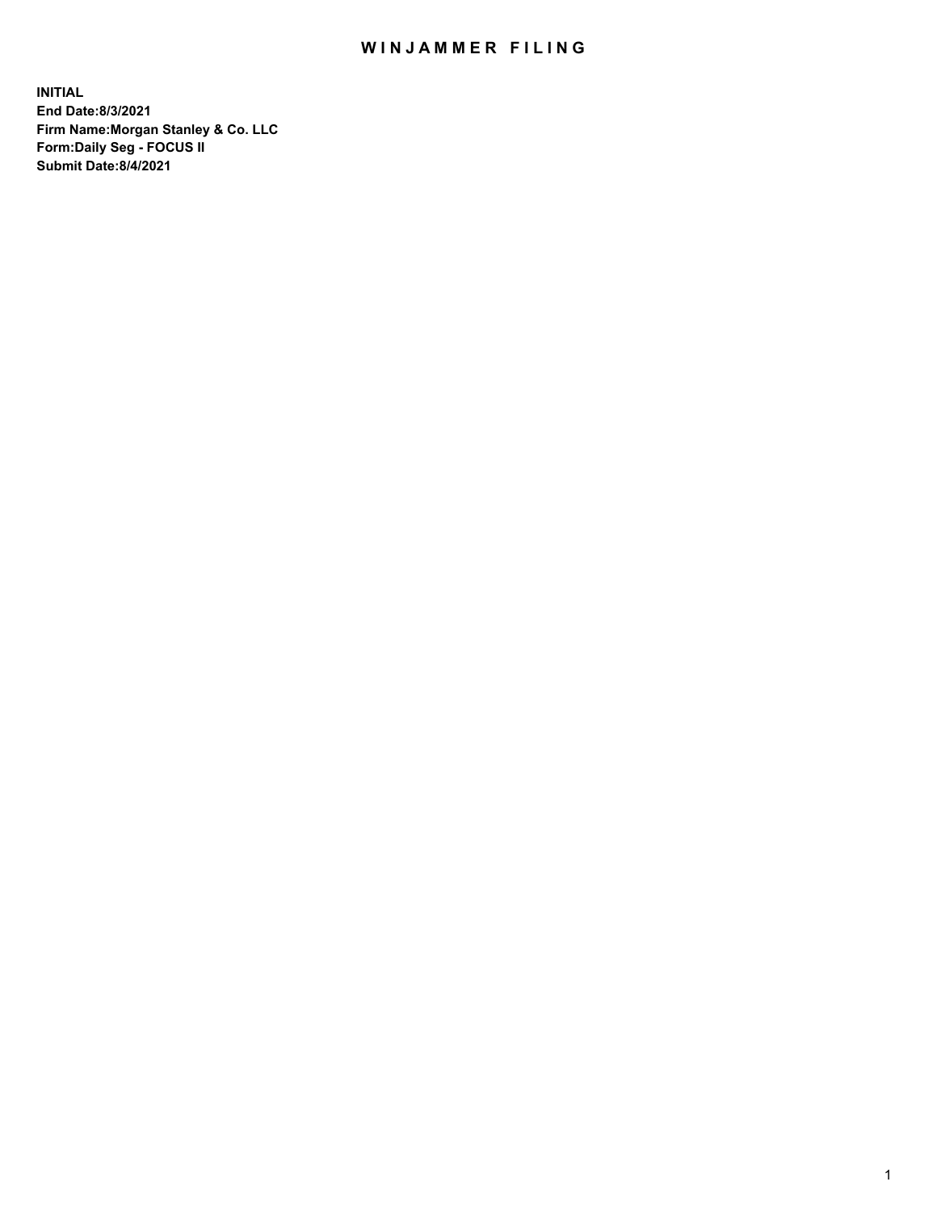# WINJAMMER FILING

**INITIAL**
**End Date:8/3/2021**
**Firm Name:Morgan Stanley & Co. LLC**
**Form:Daily Seg - FOCUS II**
**Submit Date:8/4/2021**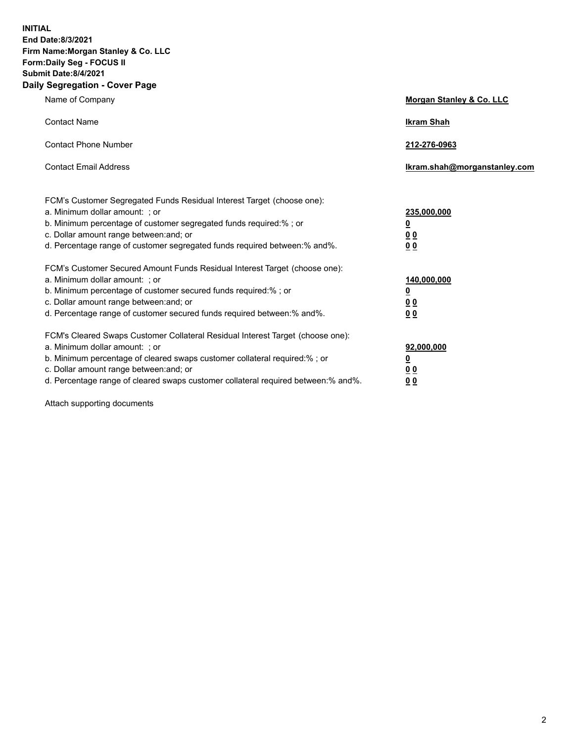**INITIAL**
**End Date:8/3/2021**
**Firm Name:Morgan Stanley & Co. LLC**
**Form:Daily Seg - FOCUS II**
**Submit Date:8/4/2021**

## Daily Segregation - Cover Page

| | |
|---|---|
| Name of Company | **Morgan Stanley & Co. LLC** |
| Contact Name | **Ikram Shah** |
| Contact Phone Number | **212-276-0963** |
| Contact Email Address | **Ikram.shah@morganstanley.com** |

| | |
|---|---|
| FCM's Customer Segregated Funds Residual Interest Target (choose one): | |
| a. Minimum dollar amount: ; or | **235,000,000** |
| b. Minimum percentage of customer segregated funds required:% ; or | **0** |
| c. Dollar amount range between:and; or | **0 0** |
| d. Percentage range of customer segregated funds required between:% and%. | **0 0** |
| FCM's Customer Secured Amount Funds Residual Interest Target (choose one): | |
| a. Minimum dollar amount: ; or | **140,000,000** |
| b. Minimum percentage of customer secured funds required:% ; or | **0** |
| c. Dollar amount range between:and; or | **0 0** |
| d. Percentage range of customer secured funds required between:% and%. | **0 0** |
| FCM's Cleared Swaps Customer Collateral Residual Interest Target (choose one): | |
| a. Minimum dollar amount: ; or | **92,000,000** |
| b. Minimum percentage of cleared swaps customer collateral required:% ; or | **0** |
| c. Dollar amount range between:and; or | **0 0** |
| d. Percentage range of cleared swaps customer collateral required between:% and%. | **0 0** |

Attach supporting documents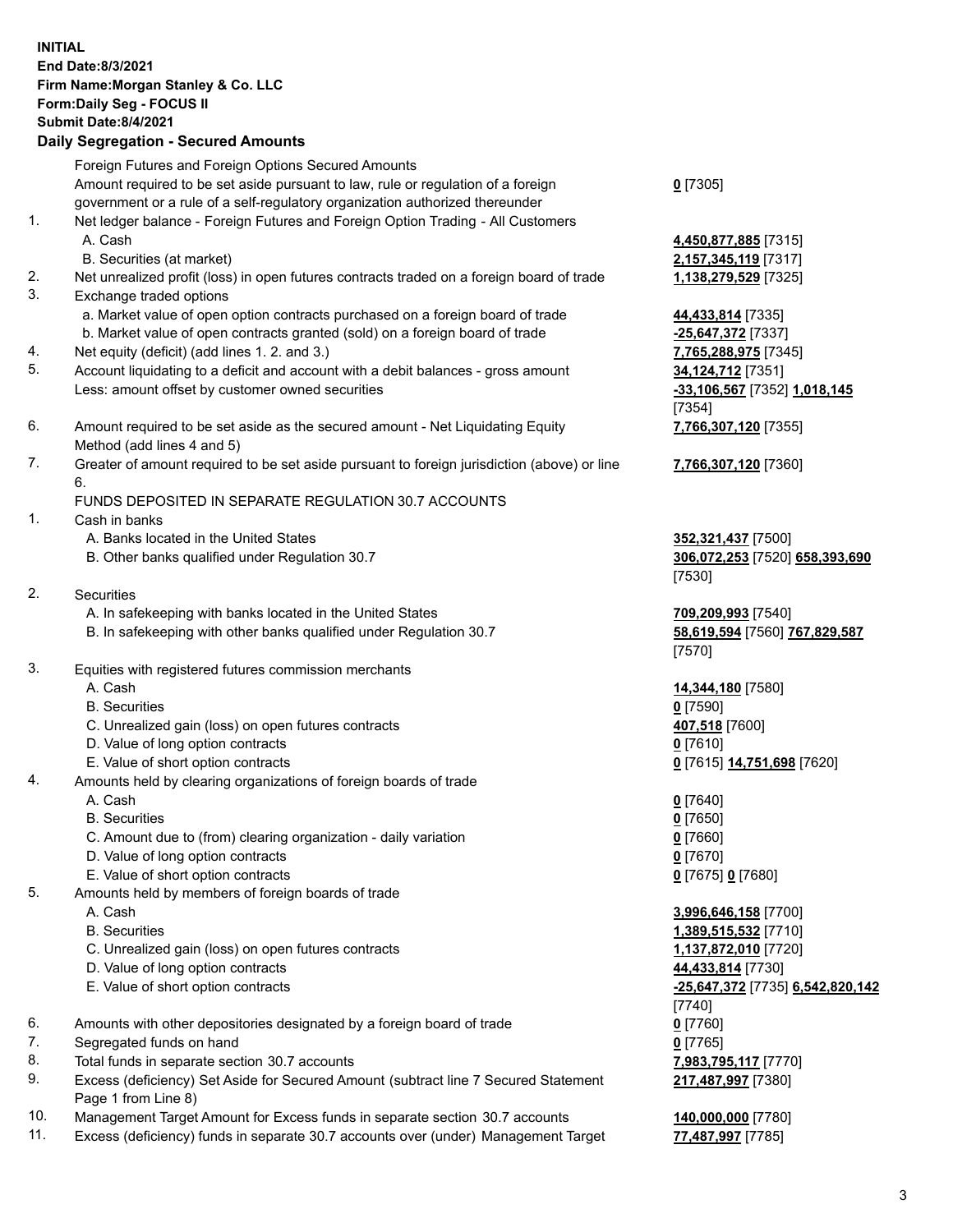**INITIAL**
**End Date:8/3/2021**
**Firm Name:Morgan Stanley & Co. LLC**
**Form:Daily Seg - FOCUS II**
**Submit Date:8/4/2021**

## Daily Segregation - Secured Amounts

| | | |
|---|---|---|
| | Foreign Futures and Foreign Options Secured Amounts | |
| | Amount required to be set aside pursuant to law, rule or regulation of a foreign government or a rule of a self-regulatory organization authorized thereunder | **0** [7305] |
| 1. | Net ledger balance - Foreign Futures and Foreign Option Trading - All Customers | |
| | A. Cash | **4,450,877,885** [7315] |
| | B. Securities (at market) | **2,157,345,119** [7317] |
| 2. | Net unrealized profit (loss) in open futures contracts traded on a foreign board of trade | **1,138,279,529** [7325] |
| 3. | Exchange traded options | |
| | a. Market value of open option contracts purchased on a foreign board of trade | **44,433,814** [7335] |
| | b. Market value of open contracts granted (sold) on a foreign board of trade | **-25,647,372** [7337] |
| 4. | Net equity (deficit) (add lines 1. 2. and 3.) | **7,765,288,975** [7345] |
| 5. | Account liquidating to a deficit and account with a debit balances - gross amount | **34,124,712** [7351] |
| | Less: amount offset by customer owned securities | **-33,106,567** [7352] **1,018,145** [7354] |
| 6. | Amount required to be set aside as the secured amount - Net Liquidating Equity Method (add lines 4 and 5) | **7,766,307,120** [7355] |
| 7. | Greater of amount required to be set aside pursuant to foreign jurisdiction (above) or line 6. | **7,766,307,120** [7360] |
| | FUNDS DEPOSITED IN SEPARATE REGULATION 30.7 ACCOUNTS | |
| 1. | Cash in banks | |
| | A. Banks located in the United States | **352,321,437** [7500] |
| | B. Other banks qualified under Regulation 30.7 | **306,072,253** [7520] **658,393,690** [7530] |
| 2. | Securities | |
| | A. In safekeeping with banks located in the United States | **709,209,993** [7540] |
| | B. In safekeeping with other banks qualified under Regulation 30.7 | **58,619,594** [7560] **767,829,587** [7570] |
| 3. | Equities with registered futures commission merchants | |
| | A. Cash | **14,344,180** [7580] |
| | B. Securities | **0** [7590] |
| | C. Unrealized gain (loss) on open futures contracts | **407,518** [7600] |
| | D. Value of long option contracts | **0** [7610] |
| | E. Value of short option contracts | **0** [7615] **14,751,698** [7620] |
| 4. | Amounts held by clearing organizations of foreign boards of trade | |
| | A. Cash | **0** [7640] |
| | B. Securities | **0** [7650] |
| | C. Amount due to (from) clearing organization - daily variation | **0** [7660] |
| | D. Value of long option contracts | **0** [7670] |
| | E. Value of short option contracts | **0** [7675] **0** [7680] |
| 5. | Amounts held by members of foreign boards of trade | |
| | A. Cash | **3,996,646,158** [7700] |
| | B. Securities | **1,389,515,532** [7710] |
| | C. Unrealized gain (loss) on open futures contracts | **1,137,872,010** [7720] |
| | D. Value of long option contracts | **44,433,814** [7730] |
| | E. Value of short option contracts | **-25,647,372** [7735] **6,542,820,142** [7740] |
| 6. | Amounts with other depositories designated by a foreign board of trade | **0** [7760] |
| 7. | Segregated funds on hand | **0** [7765] |
| 8. | Total funds in separate section 30.7 accounts | **7,983,795,117** [7770] |
| 9. | Excess (deficiency) Set Aside for Secured Amount (subtract line 7 Secured Statement Page 1 from Line 8) | **217,487,997** [7380] |
| 10. | Management Target Amount for Excess funds in separate section 30.7 accounts | **140,000,000** [7780] |
| 11. | Excess (deficiency) funds in separate 30.7 accounts over (under) Management Target | **77,487,997** [7785] |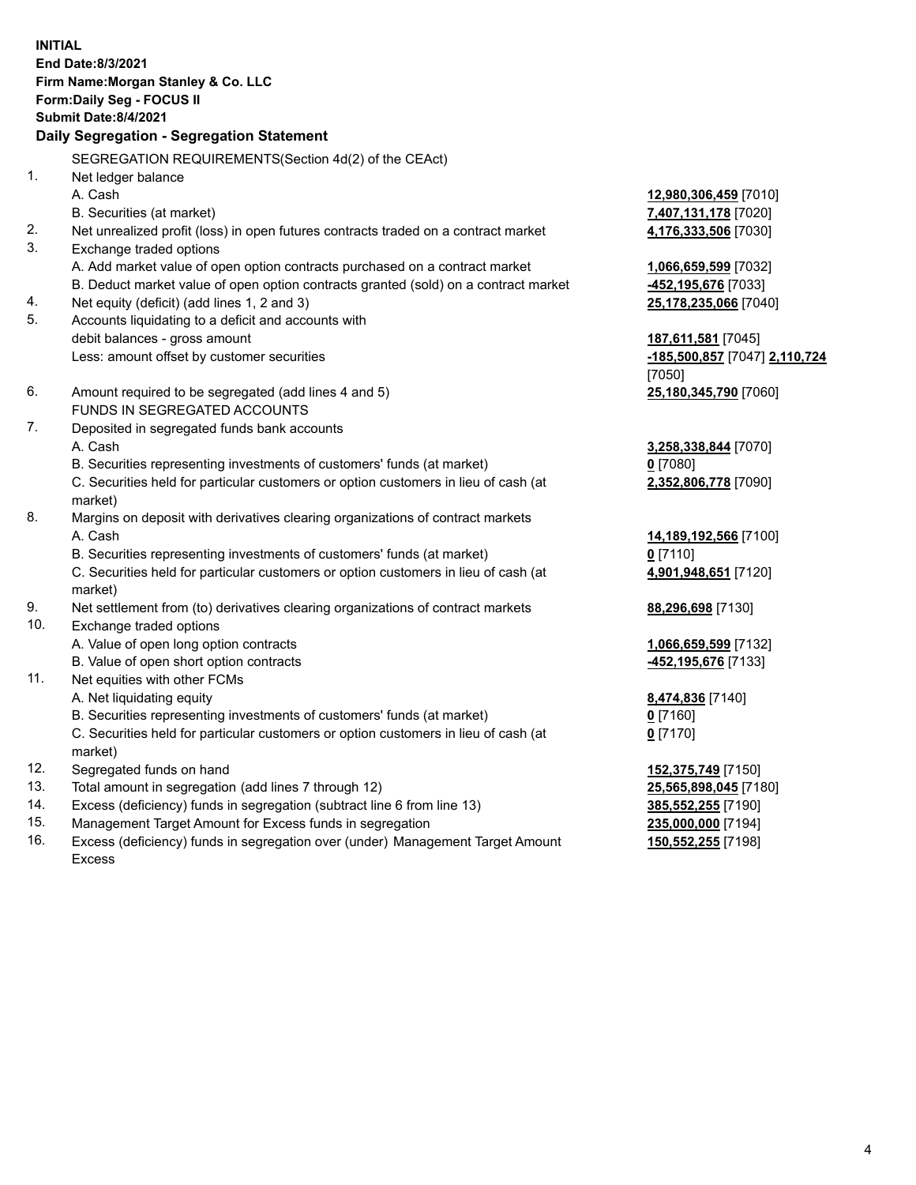**INITIAL**
**End Date:8/3/2021**
**Firm Name:Morgan Stanley & Co. LLC**
**Form:Daily Seg - FOCUS II**
**Submit Date:8/4/2021**

## Daily Segregation - Segregation Statement

SEGREGATION REQUIREMENTS(Section 4d(2) of the CEAct)

| | | |
|---|---|---|
| 1. | Net ledger balance | |
| | A. Cash | **12,980,306,459** [7010] |
| | B. Securities (at market) | **7,407,131,178** [7020] |
| 2. | Net unrealized profit (loss) in open futures contracts traded on a contract market | **4,176,333,506** [7030] |
| 3. | Exchange traded options | |
| | A. Add market value of open option contracts purchased on a contract market | **1,066,659,599** [7032] |
| | B. Deduct market value of open option contracts granted (sold) on a contract market | **-452,195,676** [7033] |
| 4. | Net equity (deficit) (add lines 1, 2 and 3) | **25,178,235,066** [7040] |
| 5. | Accounts liquidating to a deficit and accounts with debit balances - gross amount | **187,611,581** [7045] |
| | Less: amount offset by customer securities | **-185,500,857** [7047] **2,110,724** [7050] |
| 6. | Amount required to be segregated (add lines 4 and 5) | **25,180,345,790** [7060] |
| | FUNDS IN SEGREGATED ACCOUNTS | |
| 7. | Deposited in segregated funds bank accounts | |
| | A. Cash | **3,258,338,844** [7070] |
| | B. Securities representing investments of customers' funds (at market) | **0** [7080] |
| | C. Securities held for particular customers or option customers in lieu of cash (at market) | **2,352,806,778** [7090] |
| 8. | Margins on deposit with derivatives clearing organizations of contract markets | |
| | A. Cash | **14,189,192,566** [7100] |
| | B. Securities representing investments of customers' funds (at market) | **0** [7110] |
| | C. Securities held for particular customers or option customers in lieu of cash (at market) | **4,901,948,651** [7120] |
| 9. | Net settlement from (to) derivatives clearing organizations of contract markets | **88,296,698** [7130] |
| 10. | Exchange traded options | |
| | A. Value of open long option contracts | **1,066,659,599** [7132] |
| | B. Value of open short option contracts | **-452,195,676** [7133] |
| 11. | Net equities with other FCMs | |
| | A. Net liquidating equity | **8,474,836** [7140] |
| | B. Securities representing investments of customers' funds (at market) | **0** [7160] |
| | C. Securities held for particular customers or option customers in lieu of cash (at market) | **0** [7170] |
| 12. | Segregated funds on hand | **152,375,749** [7150] |
| 13. | Total amount in segregation (add lines 7 through 12) | **25,565,898,045** [7180] |
| 14. | Excess (deficiency) funds in segregation (subtract line 6 from line 13) | **385,552,255** [7190] |
| 15. | Management Target Amount for Excess funds in segregation | **235,000,000** [7194] |
| 16. | Excess (deficiency) funds in segregation over (under) Management Target Amount Excess | **150,552,255** [7198] |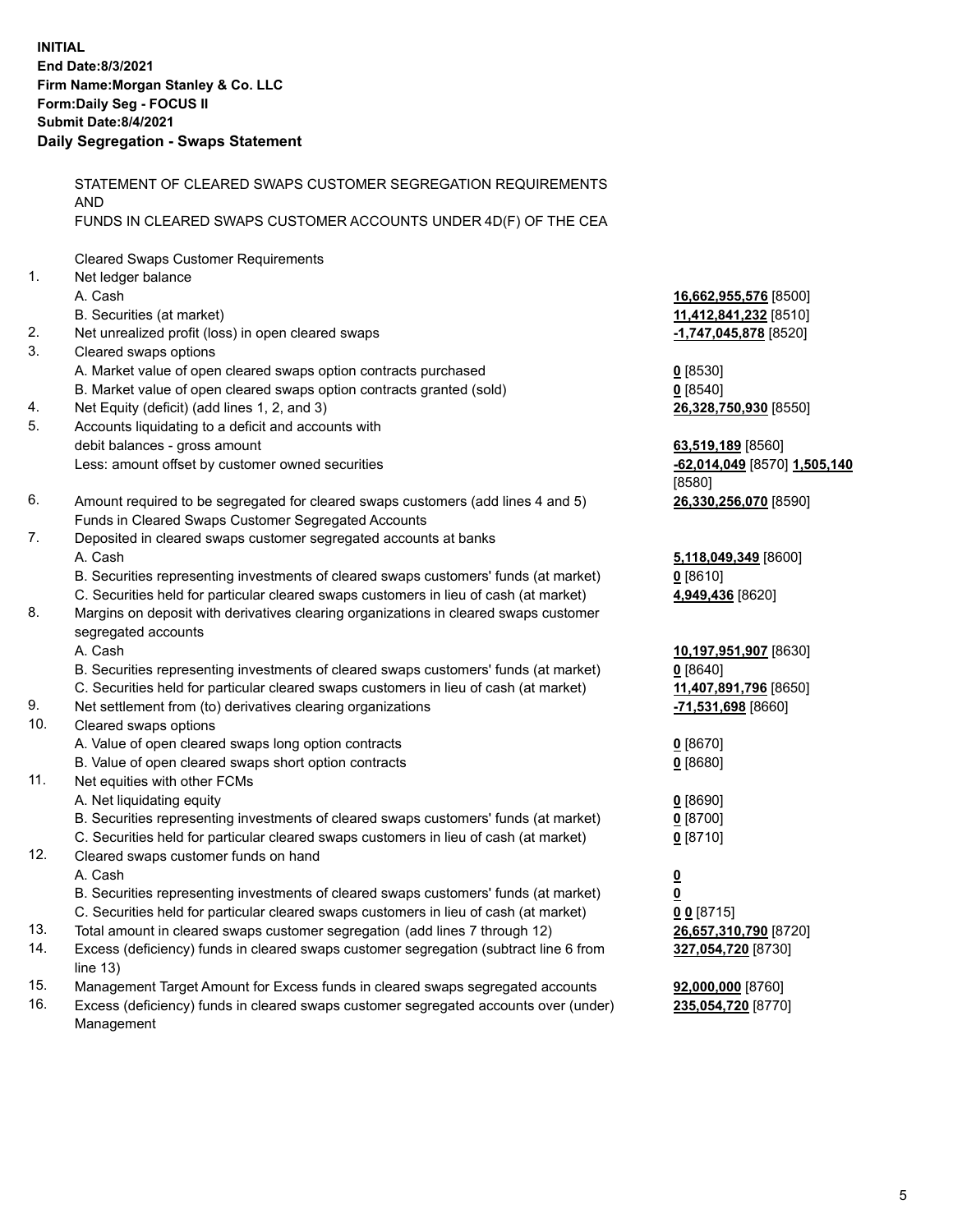**INITIAL**
**End Date:8/3/2021**
**Firm Name:Morgan Stanley & Co. LLC**
**Form:Daily Seg - FOCUS II**
**Submit Date:8/4/2021**
**Daily Segregation - Swaps Statement**

STATEMENT OF CLEARED SWAPS CUSTOMER SEGREGATION REQUIREMENTS AND FUNDS IN CLEARED SWAPS CUSTOMER ACCOUNTS UNDER 4D(F) OF THE CEA

| | | |
|---|---|---|
| | Cleared Swaps Customer Requirements | |
| 1. | Net ledger balance | |
| | A. Cash | **16,662,955,576** [8500] |
| | B. Securities (at market) | **11,412,841,232** [8510] |
| 2. | Net unrealized profit (loss) in open cleared swaps | **-1,747,045,878** [8520] |
| 3. | Cleared swaps options | |
| | A. Market value of open cleared swaps option contracts purchased | **0** [8530] |
| | B. Market value of open cleared swaps option contracts granted (sold) | **0** [8540] |
| 4. | Net Equity (deficit) (add lines 1, 2, and 3) | **26,328,750,930** [8550] |
| 5. | Accounts liquidating to a deficit and accounts with debit balances - gross amount | **63,519,189** [8560] |
| | Less: amount offset by customer owned securities | **-62,014,049** [8570] **1,505,140** [8580] |
| 6. | Amount required to be segregated for cleared swaps customers (add lines 4 and 5) | **26,330,256,070** [8590] |
| | Funds in Cleared Swaps Customer Segregated Accounts | |
| 7. | Deposited in cleared swaps customer segregated accounts at banks | |
| | A. Cash | **5,118,049,349** [8600] |
| | B. Securities representing investments of cleared swaps customers' funds (at market) | **0** [8610] |
| | C. Securities held for particular cleared swaps customers in lieu of cash (at market) | **4,949,436** [8620] |
| 8. | Margins on deposit with derivatives clearing organizations in cleared swaps customer segregated accounts | |
| | A. Cash | **10,197,951,907** [8630] |
| | B. Securities representing investments of cleared swaps customers' funds (at market) | **0** [8640] |
| | C. Securities held for particular cleared swaps customers in lieu of cash (at market) | **11,407,891,796** [8650] |
| 9. | Net settlement from (to) derivatives clearing organizations | **-71,531,698** [8660] |
| 10. | Cleared swaps options | |
| | A. Value of open cleared swaps long option contracts | **0** [8670] |
| | B. Value of open cleared swaps short option contracts | **0** [8680] |
| 11. | Net equities with other FCMs | |
| | A. Net liquidating equity | **0** [8690] |
| | B. Securities representing investments of cleared swaps customers' funds (at market) | **0** [8700] |
| | C. Securities held for particular cleared swaps customers in lieu of cash (at market) | **0** [8710] |
| 12. | Cleared swaps customer funds on hand | |
| | A. Cash | **0** |
| | B. Securities representing investments of cleared swaps customers' funds (at market) | **0** |
| | C. Securities held for particular cleared swaps customers in lieu of cash (at market) | **0** **0** [8715] |
| 13. | Total amount in cleared swaps customer segregation (add lines 7 through 12) | **26,657,310,790** [8720] |
| 14. | Excess (deficiency) funds in cleared swaps customer segregation (subtract line 6 from line 13) | **327,054,720** [8730] |
| 15. | Management Target Amount for Excess funds in cleared swaps segregated accounts | **92,000,000** [8760] |
| 16. | Excess (deficiency) funds in cleared swaps customer segregated accounts over (under) Management | **235,054,720** [8770] |